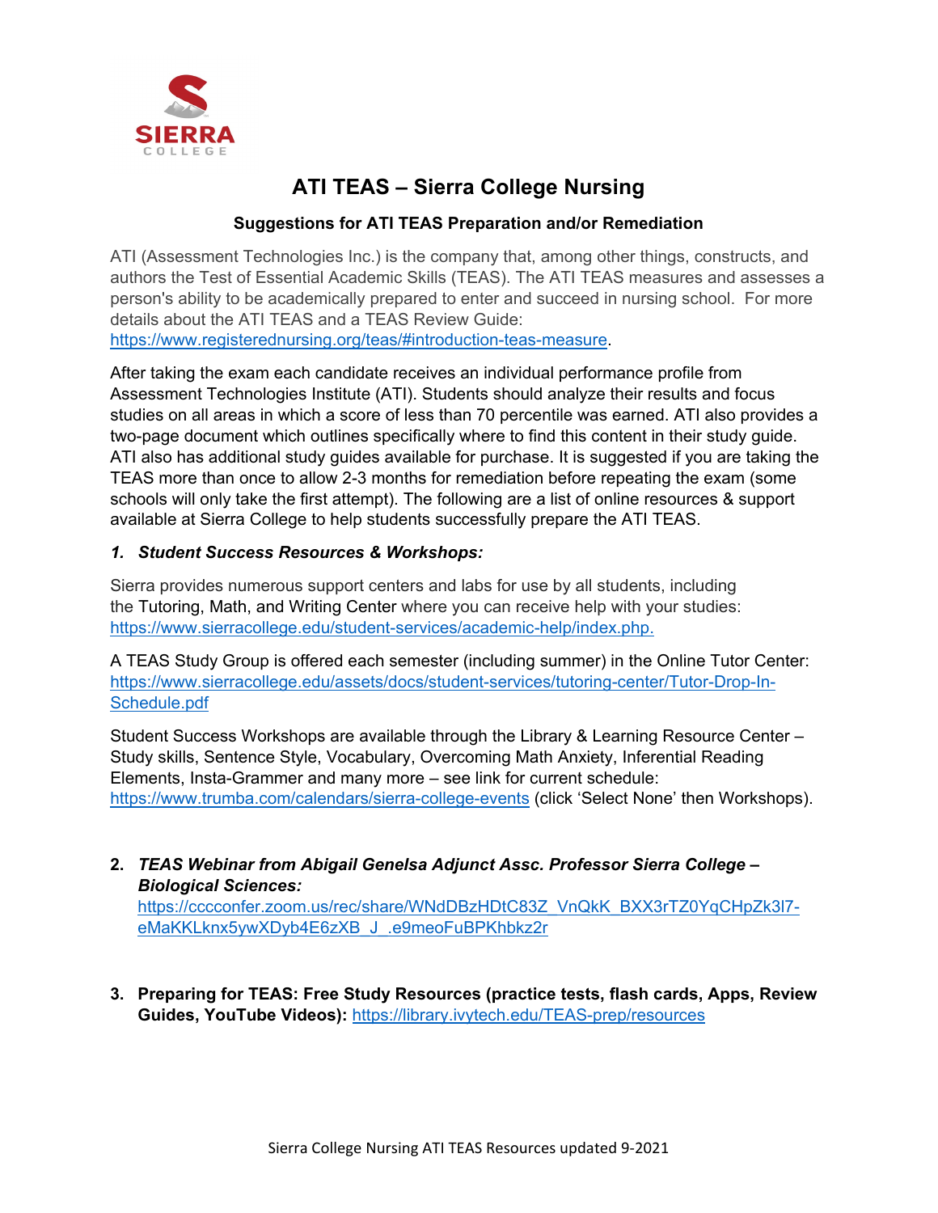SIERRA COLLEGE

# ATI TEAS – Sierra College Nursing

### Suggestions for ATI TEAS Preparation and/or Remediation

ATI (Assessment Technologies Inc.) is the company that, among other things, constructs, and authors the Test of Essential Academic Skills (TEAS). The ATI TEAS measures and assesses a person's ability to be academically prepared to enter and succeed in nursing school. For more details about the ATI TEAS and a TEAS Review Guide: https://www.registerednursing.org/teas/#introduction-teas-measure.

After taking the exam each candidate receives an individual performance profile from Assessment Technologies Institute (ATI). Students should analyze their results and focus studies on all areas in which a score of less than 70 percentile was earned. ATI also provides a two-page document which outlines specifically where to find this content in their study guide. ATI also has additional study guides available for purchase. It is suggested if you are taking the TEAS more than once to allow 2-3 months for remediation before repeating the exam (some schools will only take the first attempt). The following are a list of online resources & support available at Sierra College to help students successfully prepare the ATI TEAS.

1. ***Student Success Resources & Workshops:***

Sierra provides numerous support centers and labs for use by all students, including the Tutoring, Math, and Writing Center where you can receive help with your studies: https://www.sierracollege.edu/student-services/academic-help/index.php.

A TEAS Study Group is offered each semester (including summer) in the Online Tutor Center: https://www.sierracollege.edu/assets/docs/student-services/tutoring-center/Tutor-Drop-In-Schedule.pdf

Student Success Workshops are available through the Library & Learning Resource Center – Study skills, Sentence Style, Vocabulary, Overcoming Math Anxiety, Inferential Reading Elements, Insta-Grammer and many more – see link for current schedule: https://www.trumba.com/calendars/sierra-college-events (click 'Select None' then Workshops).

2. ***TEAS Webinar from Abigail Genelsa Adjunct Assc. Professor Sierra College – Biological Sciences:***
https://cccconfer.zoom.us/rec/share/WNdDBzHDtC83Z_VnQkK_BXX3rTZ0YqCHpZk3l7-eMaKKLknx5ywXDyb4E6zXB_J_.e9meoFuBPKhbkz2r

3. **Preparing for TEAS: Free Study Resources (practice tests, flash cards, Apps, Review Guides, YouTube Videos):** https://library.ivytech.edu/TEAS-prep/resources

Sierra College Nursing ATI TEAS Resources updated 9-2021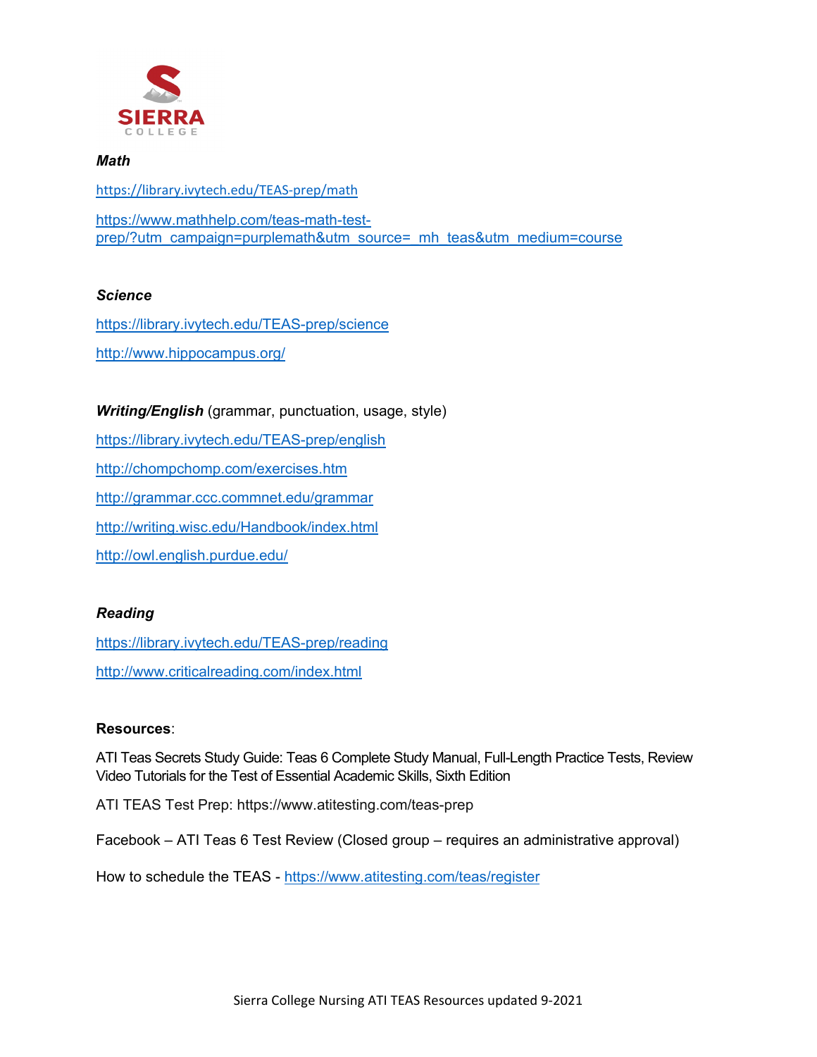***Math***

https://library.ivytech.edu/TEAS-prep/math

https://www.mathhelp.com/teas-math-test-prep/?utm_campaign=purplemath&utm_source=_mh_teas&utm_medium=course

***Science***

https://library.ivytech.edu/TEAS-prep/science

http://www.hippocampus.org/

***Writing/English*** (grammar, punctuation, usage, style)

https://library.ivytech.edu/TEAS-prep/english

http://chompchomp.com/exercises.htm

http://grammar.ccc.commnet.edu/grammar

http://writing.wisc.edu/Handbook/index.html

http://owl.english.purdue.edu/

***Reading***

https://library.ivytech.edu/TEAS-prep/reading

http://www.criticalreading.com/index.html

**Resources**:

ATI Teas Secrets Study Guide: Teas 6 Complete Study Manual, Full-Length Practice Tests, Review Video Tutorials for the Test of Essential Academic Skills, Sixth Edition

ATI TEAS Test Prep: https://www.atitesting.com/teas-prep

Facebook – ATI Teas 6 Test Review (Closed group – requires an administrative approval)

How to schedule the TEAS - https://www.atitesting.com/teas/register